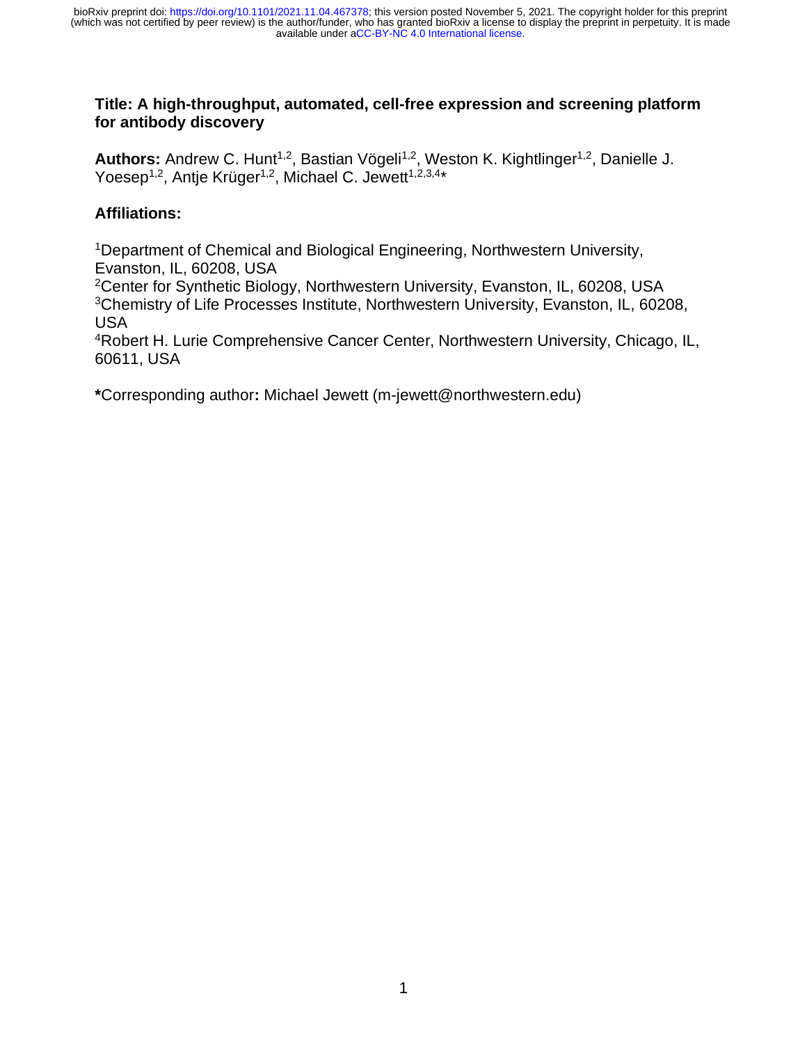**Title: A high-throughput, automated, cell-free expression and screening platform for antibody discovery**

**Authors:** Andrew C. Hunt[1,2], Bastian Vögeli[1,2], Weston K. Kightlinger[1,2], Danielle J. Yoesep[1,2], Antje Krüger[1,2], Michael C. Jewett[1,2,3,4]*

**Affiliations:**

[1]Department of Chemical and Biological Engineering, Northwestern University, Evanston, IL, 60208, USA
[2]Center for Synthetic Biology, Northwestern University, Evanston, IL, 60208, USA
[3]Chemistry of Life Processes Institute, Northwestern University, Evanston, IL, 60208, USA
[4]Robert H. Lurie Comprehensive Cancer Center, Northwestern University, Chicago, IL, 60611, USA

**\***Corresponding author**:** Michael Jewett (m-jewett@northwestern.edu)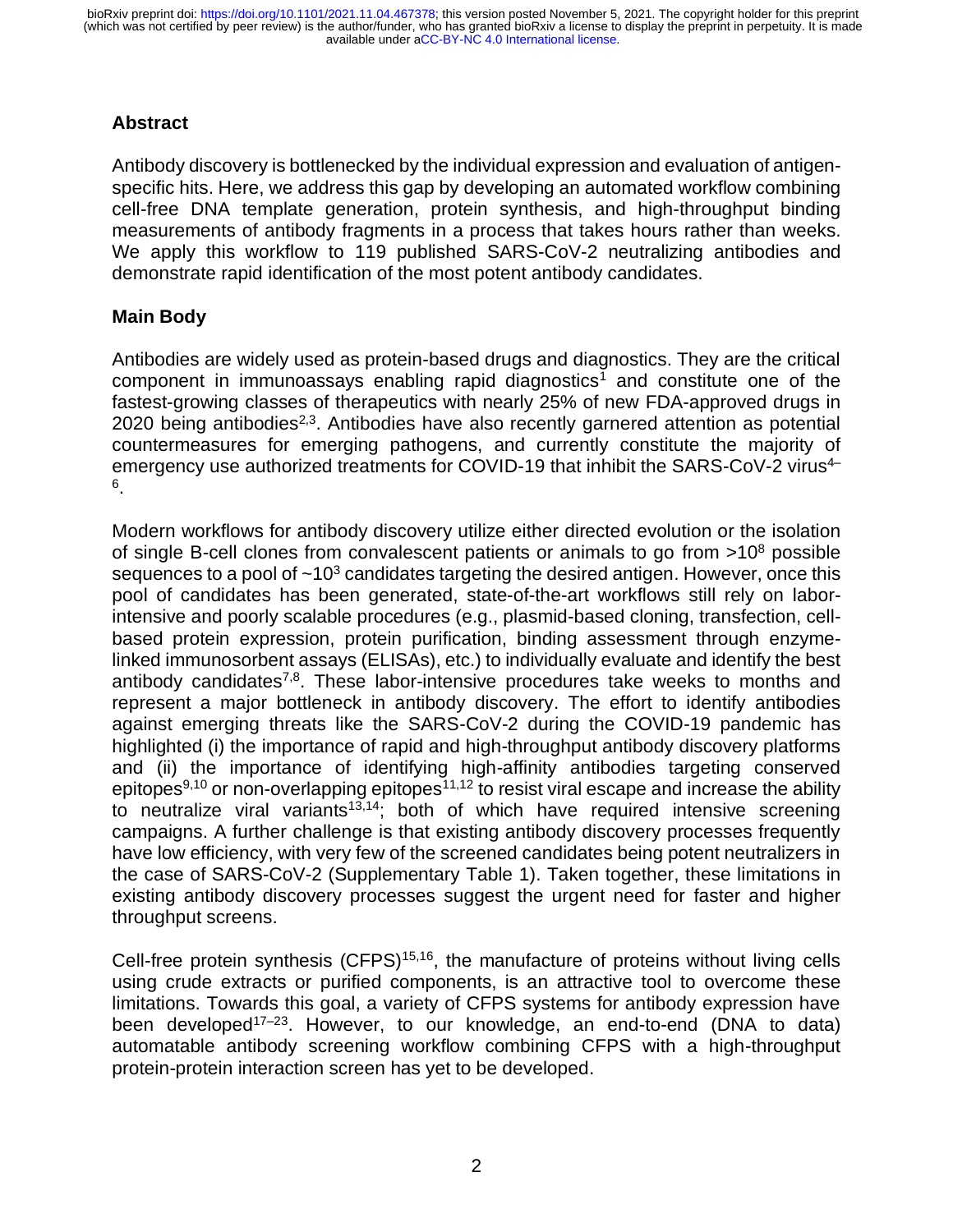## Abstract

Antibody discovery is bottlenecked by the individual expression and evaluation of antigen-specific hits. Here, we address this gap by developing an automated workflow combining cell-free DNA template generation, protein synthesis, and high-throughput binding measurements of antibody fragments in a process that takes hours rather than weeks. We apply this workflow to 119 published SARS-CoV-2 neutralizing antibodies and demonstrate rapid identification of the most potent antibody candidates.

## Main Body

Antibodies are widely used as protein-based drugs and diagnostics. They are the critical component in immunoassays enabling rapid diagnostics[1] and constitute one of the fastest-growing classes of therapeutics with nearly 25% of new FDA-approved drugs in 2020 being antibodies[2,3]. Antibodies have also recently garnered attention as potential countermeasures for emerging pathogens, and currently constitute the majority of emergency use authorized treatments for COVID-19 that inhibit the SARS-CoV-2 virus[4–6].

Modern workflows for antibody discovery utilize either directed evolution or the isolation of single B-cell clones from convalescent patients or animals to go from $>10^8$ possible sequences to a pool of $\sim10^3$ candidates targeting the desired antigen. However, once this pool of candidates has been generated, state-of-the-art workflows still rely on labor-intensive and poorly scalable procedures (e.g., plasmid-based cloning, transfection, cell-based protein expression, protein purification, binding assessment through enzyme-linked immunosorbent assays (ELISAs), etc.) to individually evaluate and identify the best antibody candidates[7,8]. These labor-intensive procedures take weeks to months and represent a major bottleneck in antibody discovery. The effort to identify antibodies against emerging threats like the SARS-CoV-2 during the COVID-19 pandemic has highlighted (i) the importance of rapid and high-throughput antibody discovery platforms and (ii) the importance of identifying high-affinity antibodies targeting conserved epitopes[9,10] or non-overlapping epitopes[11,12] to resist viral escape and increase the ability to neutralize viral variants[13,14]; both of which have required intensive screening campaigns. A further challenge is that existing antibody discovery processes frequently have low efficiency, with very few of the screened candidates being potent neutralizers in the case of SARS-CoV-2 (Supplementary Table 1). Taken together, these limitations in existing antibody discovery processes suggest the urgent need for faster and higher throughput screens.

Cell-free protein synthesis (CFPS)[15,16], the manufacture of proteins without living cells using crude extracts or purified components, is an attractive tool to overcome these limitations. Towards this goal, a variety of CFPS systems for antibody expression have been developed[17–23]. However, to our knowledge, an end-to-end (DNA to data) automatable antibody screening workflow combining CFPS with a high-throughput protein-protein interaction screen has yet to be developed.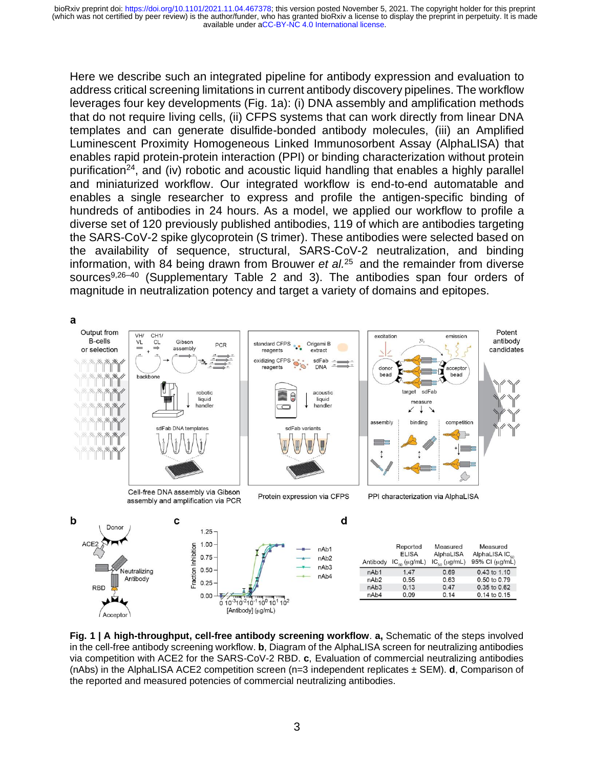Here we describe such an integrated pipeline for antibody expression and evaluation to address critical screening limitations in current antibody discovery pipelines. The workflow leverages four key developments (Fig. 1a): (i) DNA assembly and amplification methods that do not require living cells, (ii) CFPS systems that can work directly from linear DNA templates and can generate disulfide-bonded antibody molecules, (iii) an Amplified Luminescent Proximity Homogeneous Linked Immunosorbent Assay (AlphaLISA) that enables rapid protein-protein interaction (PPI) or binding characterization without protein purification[24], and (iv) robotic and acoustic liquid handling that enables a highly parallel and miniaturized workflow. Our integrated workflow is end-to-end automatable and enables a single researcher to express and profile the antigen-specific binding of hundreds of antibodies in 24 hours. As a model, we applied our workflow to profile a diverse set of 120 previously published antibodies, 119 of which are antibodies targeting the SARS-CoV-2 spike glycoprotein (S trimer). These antibodies were selected based on the availability of sequence, structural, SARS-CoV-2 neutralization, and binding information, with 84 being drawn from Brouwer *et al.*[25] and the remainder from diverse sources[9,26–40] (Supplementary Table 2 and 3). The antibodies span four orders of magnitude in neutralization potency and target a variety of domains and epitopes.

| Antibody | Reported ELISA $IC_{50}$ (μg/mL) | Measured AlphaLISA $IC_{50}$ (μg/mL) | Measured AlphaLISA $IC_{50}$ 95% CI (μg/mL) |
|---|---|---|---|
| nAb1 | 1.47 | 0.69 | 0.43 to 1.10 |
| nAb2 | 0.55 | 0.63 | 0.50 to 0.79 |
| nAb3 | 0.13 | 0.47 | 0.35 to 0.62 |
| nAb4 | 0.09 | 0.14 | 0.14 to 0.15 |

**Fig. 1 | A high-throughput, cell-free antibody screening workflow**. **a,** Schematic of the steps involved in the cell-free antibody screening workflow. **b**, Diagram of the AlphaLISA screen for neutralizing antibodies via competition with ACE2 for the SARS-CoV-2 RBD. **c**, Evaluation of commercial neutralizing antibodies (nAbs) in the AlphaLISA ACE2 competition screen (n=3 independent replicates ± SEM). **d**, Comparison of the reported and measured potencies of commercial neutralizing antibodies.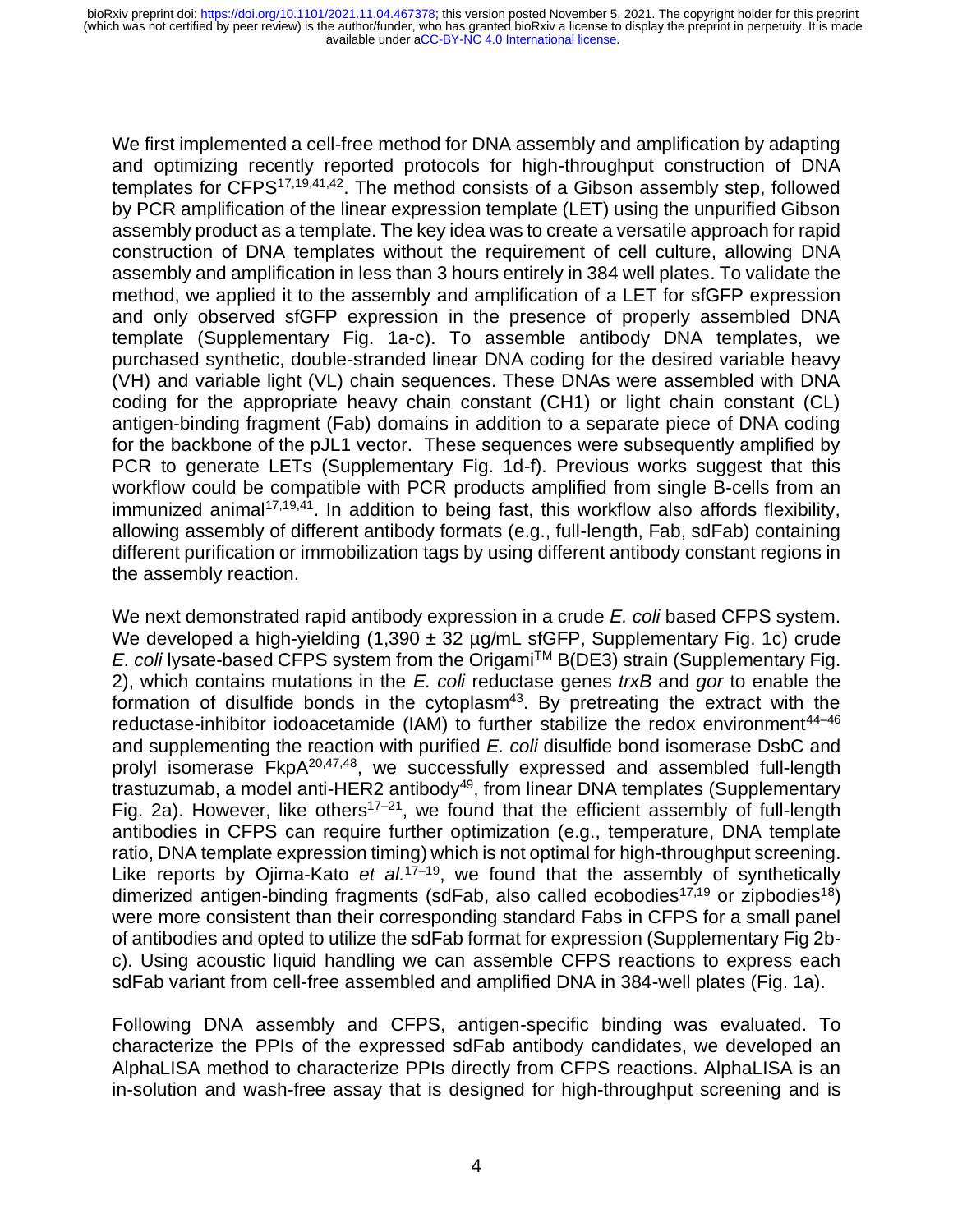We first implemented a cell-free method for DNA assembly and amplification by adapting and optimizing recently reported protocols for high-throughput construction of DNA templates for CFPS[17,19,41,42]. The method consists of a Gibson assembly step, followed by PCR amplification of the linear expression template (LET) using the unpurified Gibson assembly product as a template. The key idea was to create a versatile approach for rapid construction of DNA templates without the requirement of cell culture, allowing DNA assembly and amplification in less than 3 hours entirely in 384 well plates. To validate the method, we applied it to the assembly and amplification of a LET for sfGFP expression and only observed sfGFP expression in the presence of properly assembled DNA template (Supplementary Fig. 1a-c). To assemble antibody DNA templates, we purchased synthetic, double-stranded linear DNA coding for the desired variable heavy (VH) and variable light (VL) chain sequences. These DNAs were assembled with DNA coding for the appropriate heavy chain constant (CH1) or light chain constant (CL) antigen-binding fragment (Fab) domains in addition to a separate piece of DNA coding for the backbone of the pJL1 vector. These sequences were subsequently amplified by PCR to generate LETs (Supplementary Fig. 1d-f). Previous works suggest that this workflow could be compatible with PCR products amplified from single B-cells from an immunized animal[17,19,41]. In addition to being fast, this workflow also affords flexibility, allowing assembly of different antibody formats (e.g., full-length, Fab, sdFab) containing different purification or immobilization tags by using different antibody constant regions in the assembly reaction.

We next demonstrated rapid antibody expression in a crude *E. coli* based CFPS system. We developed a high-yielding (1,390 ± 32 µg/mL sfGFP, Supplementary Fig. 1c) crude *E. coli* lysate-based CFPS system from the Origami™ B(DE3) strain (Supplementary Fig. 2), which contains mutations in the *E. coli* reductase genes *trxB* and *gor* to enable the formation of disulfide bonds in the cytoplasm[43]. By pretreating the extract with the reductase-inhibitor iodoacetamide (IAM) to further stabilize the redox environment[44–46] and supplementing the reaction with purified *E. coli* disulfide bond isomerase DsbC and prolyl isomerase FkpA[20,47,48], we successfully expressed and assembled full-length trastuzumab, a model anti-HER2 antibody[49], from linear DNA templates (Supplementary Fig. 2a). However, like others[17–21], we found that the efficient assembly of full-length antibodies in CFPS can require further optimization (e.g., temperature, DNA template ratio, DNA template expression timing) which is not optimal for high-throughput screening. Like reports by Ojima-Kato *et al.*[17–19], we found that the assembly of synthetically dimerized antigen-binding fragments (sdFab, also called ecobodies[17,19] or zipbodies[18]) were more consistent than their corresponding standard Fabs in CFPS for a small panel of antibodies and opted to utilize the sdFab format for expression (Supplementary Fig 2b-c). Using acoustic liquid handling we can assemble CFPS reactions to express each sdFab variant from cell-free assembled and amplified DNA in 384-well plates (Fig. 1a).

Following DNA assembly and CFPS, antigen-specific binding was evaluated. To characterize the PPIs of the expressed sdFab antibody candidates, we developed an AlphaLISA method to characterize PPIs directly from CFPS reactions. AlphaLISA is an in-solution and wash-free assay that is designed for high-throughput screening and is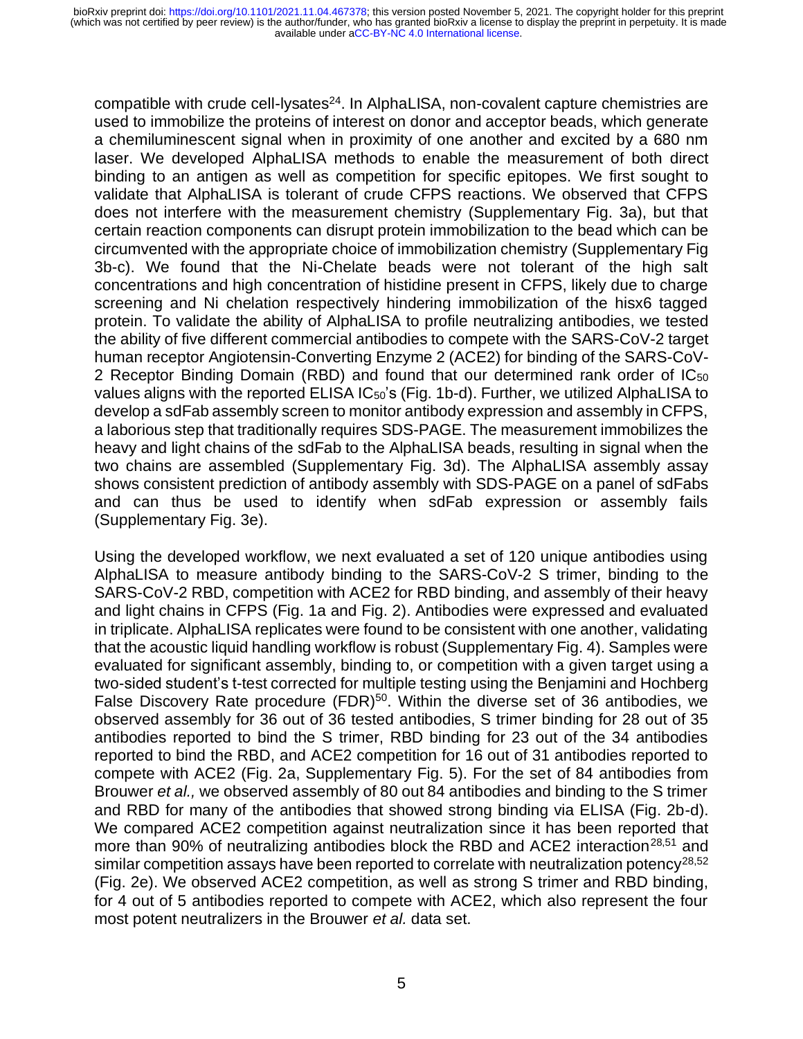compatible with crude cell-lysates[24]. In AlphaLISA, non-covalent capture chemistries are used to immobilize the proteins of interest on donor and acceptor beads, which generate a chemiluminescent signal when in proximity of one another and excited by a 680 nm laser. We developed AlphaLISA methods to enable the measurement of both direct binding to an antigen as well as competition for specific epitopes. We first sought to validate that AlphaLISA is tolerant of crude CFPS reactions. We observed that CFPS does not interfere with the measurement chemistry (Supplementary Fig. 3a), but that certain reaction components can disrupt protein immobilization to the bead which can be circumvented with the appropriate choice of immobilization chemistry (Supplementary Fig 3b-c). We found that the Ni-Chelate beads were not tolerant of the high salt concentrations and high concentration of histidine present in CFPS, likely due to charge screening and Ni chelation respectively hindering immobilization of the hisx6 tagged protein. To validate the ability of AlphaLISA to profile neutralizing antibodies, we tested the ability of five different commercial antibodies to compete with the SARS-CoV-2 target human receptor Angiotensin-Converting Enzyme 2 (ACE2) for binding of the SARS-CoV-2 Receptor Binding Domain (RBD) and found that our determined rank order of $IC_{50}$ values aligns with the reported ELISA $IC_{50}$'s (Fig. 1b-d). Further, we utilized AlphaLISA to develop a sdFab assembly screen to monitor antibody expression and assembly in CFPS, a laborious step that traditionally requires SDS-PAGE. The measurement immobilizes the heavy and light chains of the sdFab to the AlphaLISA beads, resulting in signal when the two chains are assembled (Supplementary Fig. 3d). The AlphaLISA assembly assay shows consistent prediction of antibody assembly with SDS-PAGE on a panel of sdFabs and can thus be used to identify when sdFab expression or assembly fails (Supplementary Fig. 3e).

Using the developed workflow, we next evaluated a set of 120 unique antibodies using AlphaLISA to measure antibody binding to the SARS-CoV-2 S trimer, binding to the SARS-CoV-2 RBD, competition with ACE2 for RBD binding, and assembly of their heavy and light chains in CFPS (Fig. 1a and Fig. 2). Antibodies were expressed and evaluated in triplicate. AlphaLISA replicates were found to be consistent with one another, validating that the acoustic liquid handling workflow is robust (Supplementary Fig. 4). Samples were evaluated for significant assembly, binding to, or competition with a given target using a two-sided student's t-test corrected for multiple testing using the Benjamini and Hochberg False Discovery Rate procedure (FDR)[50]. Within the diverse set of 36 antibodies, we observed assembly for 36 out of 36 tested antibodies, S trimer binding for 28 out of 35 antibodies reported to bind the S trimer, RBD binding for 23 out of the 34 antibodies reported to bind the RBD, and ACE2 competition for 16 out of 31 antibodies reported to compete with ACE2 (Fig. 2a, Supplementary Fig. 5). For the set of 84 antibodies from Brouwer *et al.,* we observed assembly of 80 out 84 antibodies and binding to the S trimer and RBD for many of the antibodies that showed strong binding via ELISA (Fig. 2b-d). We compared ACE2 competition against neutralization since it has been reported that more than 90% of neutralizing antibodies block the RBD and ACE2 interaction[28,51] and similar competition assays have been reported to correlate with neutralization potency[28,52] (Fig. 2e). We observed ACE2 competition, as well as strong S trimer and RBD binding, for 4 out of 5 antibodies reported to compete with ACE2, which also represent the four most potent neutralizers in the Brouwer *et al.* data set.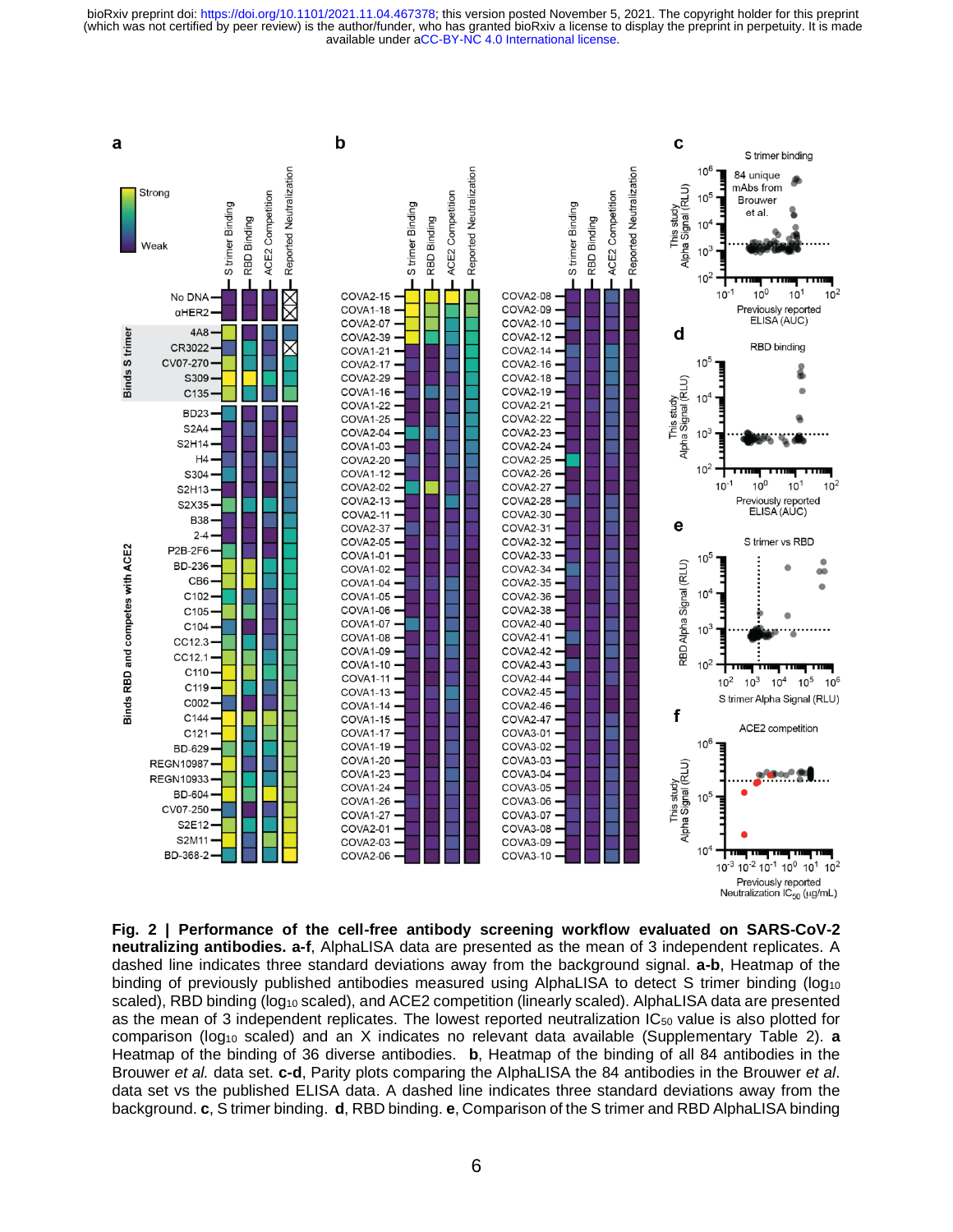**Fig. 2 | Performance of the cell-free antibody screening workflow evaluated on SARS-CoV-2 neutralizing antibodies. a-f**, AlphaLISA data are presented as the mean of 3 independent replicates. A dashed line indicates three standard deviations away from the background signal. **a-b**, Heatmap of the binding of previously published antibodies measured using AlphaLISA to detect S trimer binding ($\log_{10}$ scaled), RBD binding ($\log_{10}$ scaled), and ACE2 competition (linearly scaled). AlphaLISA data are presented as the mean of 3 independent replicates. The lowest reported neutralization $IC_{50}$ value is also plotted for comparison ($\log_{10}$ scaled) and an X indicates no relevant data available (Supplementary Table 2). **a** Heatmap of the binding of 36 diverse antibodies. **b**, Heatmap of the binding of all 84 antibodies in the Brouwer *et al.* data set. **c-d**, Parity plots comparing the AlphaLISA the 84 antibodies in the Brouwer *et al*. data set vs the published ELISA data. A dashed line indicates three standard deviations away from the background. **c**, S trimer binding. **d**, RBD binding. **e**, Comparison of the S trimer and RBD AlphaLISA binding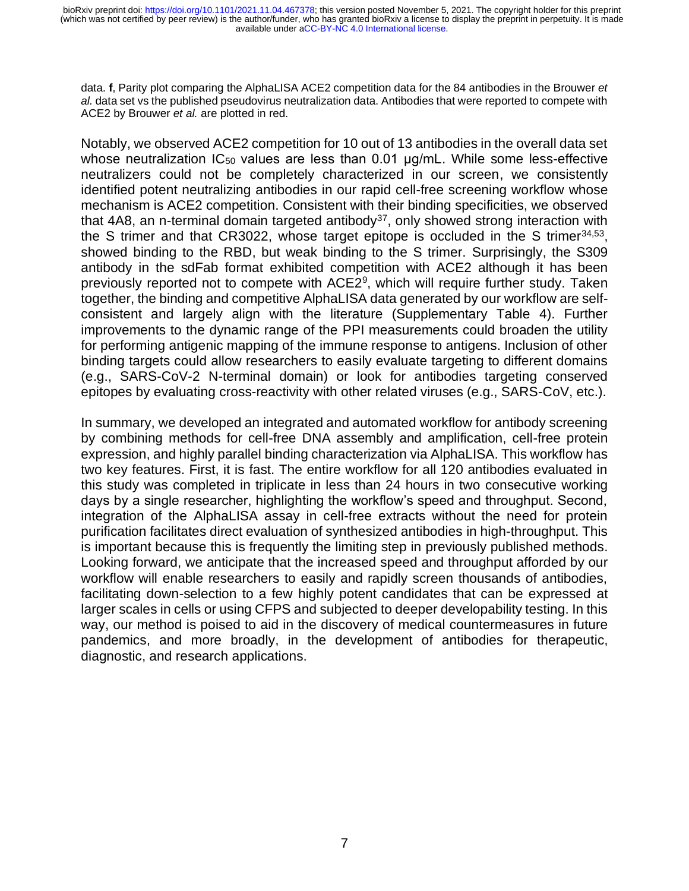data. **f**, Parity plot comparing the AlphaLISA ACE2 competition data for the 84 antibodies in the Brouwer *et al.* data set vs the published pseudovirus neutralization data. Antibodies that were reported to compete with ACE2 by Brouwer *et al.* are plotted in red.

Notably, we observed ACE2 competition for 10 out of 13 antibodies in the overall data set whose neutralization $IC_{50}$ values are less than 0.01 μg/mL. While some less-effective neutralizers could not be completely characterized in our screen, we consistently identified potent neutralizing antibodies in our rapid cell-free screening workflow whose mechanism is ACE2 competition. Consistent with their binding specificities, we observed that 4A8, an n-terminal domain targeted antibody[37], only showed strong interaction with the S trimer and that CR3022, whose target epitope is occluded in the S trimer[34,53], showed binding to the RBD, but weak binding to the S trimer. Surprisingly, the S309 antibody in the sdFab format exhibited competition with ACE2 although it has been previously reported not to compete with ACE2[9], which will require further study. Taken together, the binding and competitive AlphaLISA data generated by our workflow are self-consistent and largely align with the literature (Supplementary Table 4). Further improvements to the dynamic range of the PPI measurements could broaden the utility for performing antigenic mapping of the immune response to antigens. Inclusion of other binding targets could allow researchers to easily evaluate targeting to different domains (e.g., SARS-CoV-2 N-terminal domain) or look for antibodies targeting conserved epitopes by evaluating cross-reactivity with other related viruses (e.g., SARS-CoV, etc.).

In summary, we developed an integrated and automated workflow for antibody screening by combining methods for cell-free DNA assembly and amplification, cell-free protein expression, and highly parallel binding characterization via AlphaLISA. This workflow has two key features. First, it is fast. The entire workflow for all 120 antibodies evaluated in this study was completed in triplicate in less than 24 hours in two consecutive working days by a single researcher, highlighting the workflow's speed and throughput. Second, integration of the AlphaLISA assay in cell-free extracts without the need for protein purification facilitates direct evaluation of synthesized antibodies in high-throughput. This is important because this is frequently the limiting step in previously published methods. Looking forward, we anticipate that the increased speed and throughput afforded by our workflow will enable researchers to easily and rapidly screen thousands of antibodies, facilitating down-selection to a few highly potent candidates that can be expressed at larger scales in cells or using CFPS and subjected to deeper developability testing. In this way, our method is poised to aid in the discovery of medical countermeasures in future pandemics, and more broadly, in the development of antibodies for therapeutic, diagnostic, and research applications.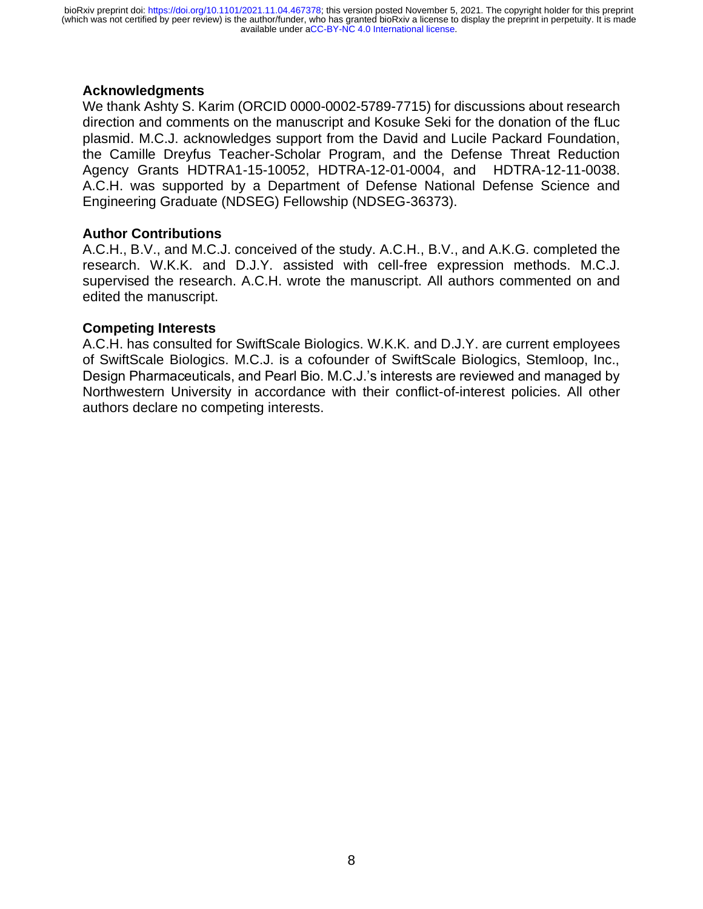## Acknowledgments

We thank Ashty S. Karim (ORCID 0000-0002-5789-7715) for discussions about research direction and comments on the manuscript and Kosuke Seki for the donation of the fLuc plasmid. M.C.J. acknowledges support from the David and Lucile Packard Foundation, the Camille Dreyfus Teacher-Scholar Program, and the Defense Threat Reduction Agency Grants HDTRA1-15-10052, HDTRA-12-01-0004, and HDTRA-12-11-0038. A.C.H. was supported by a Department of Defense National Defense Science and Engineering Graduate (NDSEG) Fellowship (NDSEG-36373).

## Author Contributions

A.C.H., B.V., and M.C.J. conceived of the study. A.C.H., B.V., and A.K.G. completed the research. W.K.K. and D.J.Y. assisted with cell-free expression methods. M.C.J. supervised the research. A.C.H. wrote the manuscript. All authors commented on and edited the manuscript.

## Competing Interests

A.C.H. has consulted for SwiftScale Biologics. W.K.K. and D.J.Y. are current employees of SwiftScale Biologics. M.C.J. is a cofounder of SwiftScale Biologics, Stemloop, Inc., Design Pharmaceuticals, and Pearl Bio. M.C.J.'s interests are reviewed and managed by Northwestern University in accordance with their conflict-of-interest policies. All other authors declare no competing interests.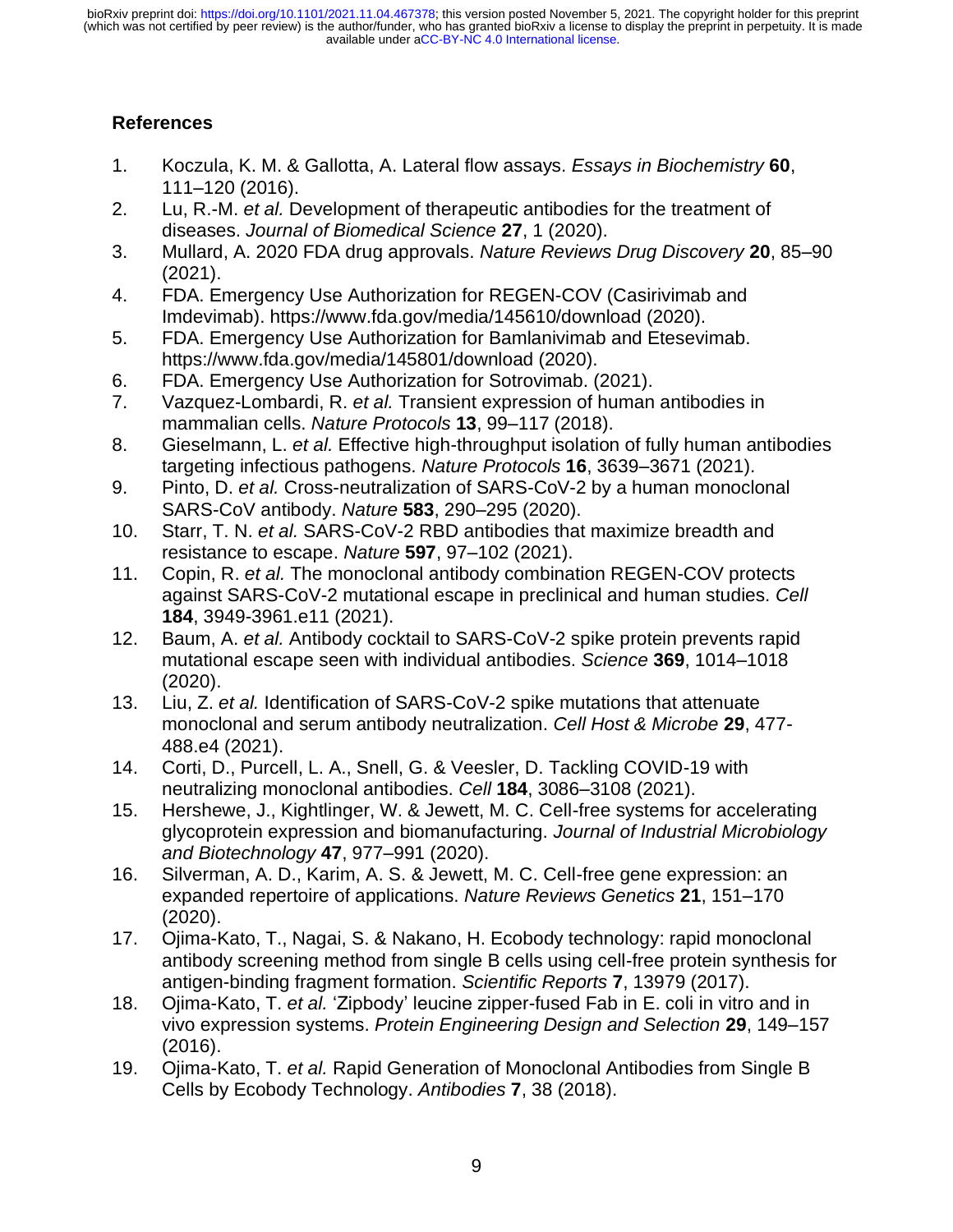## References

1. Koczula, K. M. & Gallotta, A. Lateral flow assays. *Essays in Biochemistry* **60**, 111–120 (2016).
2. Lu, R.-M. *et al.* Development of therapeutic antibodies for the treatment of diseases. *Journal of Biomedical Science* **27**, 1 (2020).
3. Mullard, A. 2020 FDA drug approvals. *Nature Reviews Drug Discovery* **20**, 85–90 (2021).
4. FDA. Emergency Use Authorization for REGEN-COV (Casirivimab and Imdevimab). https://www.fda.gov/media/145610/download (2020).
5. FDA. Emergency Use Authorization for Bamlanivimab and Etesevimab. https://www.fda.gov/media/145801/download (2020).
6. FDA. Emergency Use Authorization for Sotrovimab. (2021).
7. Vazquez-Lombardi, R. *et al.* Transient expression of human antibodies in mammalian cells. *Nature Protocols* **13**, 99–117 (2018).
8. Gieselmann, L. *et al.* Effective high-throughput isolation of fully human antibodies targeting infectious pathogens. *Nature Protocols* **16**, 3639–3671 (2021).
9. Pinto, D. *et al.* Cross-neutralization of SARS-CoV-2 by a human monoclonal SARS-CoV antibody. *Nature* **583**, 290–295 (2020).
10. Starr, T. N. *et al.* SARS-CoV-2 RBD antibodies that maximize breadth and resistance to escape. *Nature* **597**, 97–102 (2021).
11. Copin, R. *et al.* The monoclonal antibody combination REGEN-COV protects against SARS-CoV-2 mutational escape in preclinical and human studies. *Cell* **184**, 3949-3961.e11 (2021).
12. Baum, A. *et al.* Antibody cocktail to SARS-CoV-2 spike protein prevents rapid mutational escape seen with individual antibodies. *Science* **369**, 1014–1018 (2020).
13. Liu, Z. *et al.* Identification of SARS-CoV-2 spike mutations that attenuate monoclonal and serum antibody neutralization. *Cell Host & Microbe* **29**, 477-488.e4 (2021).
14. Corti, D., Purcell, L. A., Snell, G. & Veesler, D. Tackling COVID-19 with neutralizing monoclonal antibodies. *Cell* **184**, 3086–3108 (2021).
15. Hershewe, J., Kightlinger, W. & Jewett, M. C. Cell-free systems for accelerating glycoprotein expression and biomanufacturing. *Journal of Industrial Microbiology and Biotechnology* **47**, 977–991 (2020).
16. Silverman, A. D., Karim, A. S. & Jewett, M. C. Cell-free gene expression: an expanded repertoire of applications. *Nature Reviews Genetics* **21**, 151–170 (2020).
17. Ojima-Kato, T., Nagai, S. & Nakano, H. Ecobody technology: rapid monoclonal antibody screening method from single B cells using cell-free protein synthesis for antigen-binding fragment formation. *Scientific Reports* **7**, 13979 (2017).
18. Ojima-Kato, T. *et al.* 'Zipbody' leucine zipper-fused Fab in E. coli in vitro and in vivo expression systems. *Protein Engineering Design and Selection* **29**, 149–157 (2016).
19. Ojima-Kato, T. *et al.* Rapid Generation of Monoclonal Antibodies from Single B Cells by Ecobody Technology. *Antibodies* **7**, 38 (2018).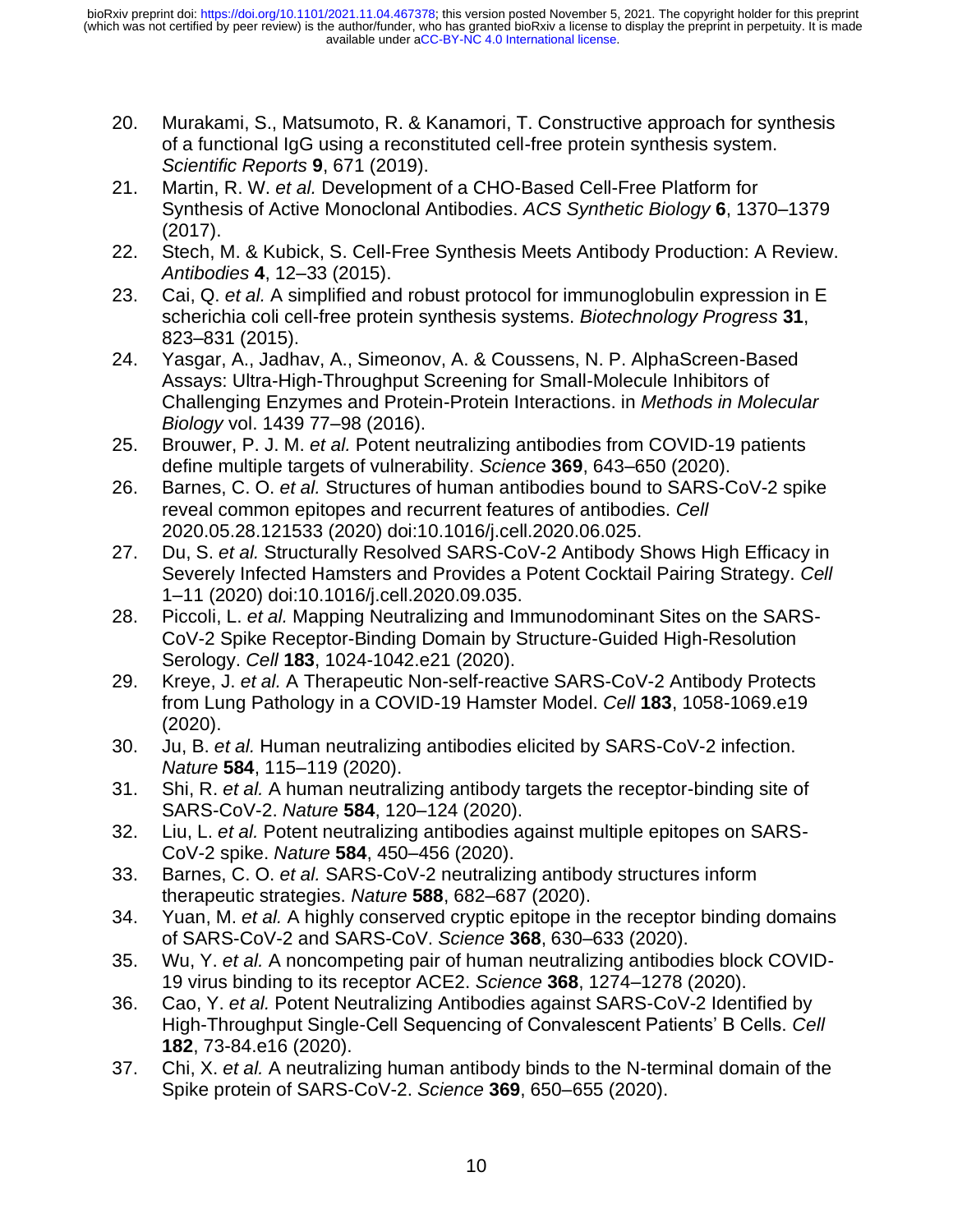20. Murakami, S., Matsumoto, R. & Kanamori, T. Constructive approach for synthesis of a functional IgG using a reconstituted cell-free protein synthesis system. *Scientific Reports* **9**, 671 (2019).
21. Martin, R. W. *et al.* Development of a CHO-Based Cell-Free Platform for Synthesis of Active Monoclonal Antibodies. *ACS Synthetic Biology* **6**, 1370–1379 (2017).
22. Stech, M. & Kubick, S. Cell-Free Synthesis Meets Antibody Production: A Review. *Antibodies* **4**, 12–33 (2015).
23. Cai, Q. *et al.* A simplified and robust protocol for immunoglobulin expression in E scherichia coli cell-free protein synthesis systems. *Biotechnology Progress* **31**, 823–831 (2015).
24. Yasgar, A., Jadhav, A., Simeonov, A. & Coussens, N. P. AlphaScreen-Based Assays: Ultra-High-Throughput Screening for Small-Molecule Inhibitors of Challenging Enzymes and Protein-Protein Interactions. in *Methods in Molecular Biology* vol. 1439 77–98 (2016).
25. Brouwer, P. J. M. *et al.* Potent neutralizing antibodies from COVID-19 patients define multiple targets of vulnerability. *Science* **369**, 643–650 (2020).
26. Barnes, C. O. *et al.* Structures of human antibodies bound to SARS-CoV-2 spike reveal common epitopes and recurrent features of antibodies. *Cell* 2020.05.28.121533 (2020) doi:10.1016/j.cell.2020.06.025.
27. Du, S. *et al.* Structurally Resolved SARS-CoV-2 Antibody Shows High Efficacy in Severely Infected Hamsters and Provides a Potent Cocktail Pairing Strategy. *Cell* 1–11 (2020) doi:10.1016/j.cell.2020.09.035.
28. Piccoli, L. *et al.* Mapping Neutralizing and Immunodominant Sites on the SARS-CoV-2 Spike Receptor-Binding Domain by Structure-Guided High-Resolution Serology. *Cell* **183**, 1024-1042.e21 (2020).
29. Kreye, J. *et al.* A Therapeutic Non-self-reactive SARS-CoV-2 Antibody Protects from Lung Pathology in a COVID-19 Hamster Model. *Cell* **183**, 1058-1069.e19 (2020).
30. Ju, B. *et al.* Human neutralizing antibodies elicited by SARS-CoV-2 infection. *Nature* **584**, 115–119 (2020).
31. Shi, R. *et al.* A human neutralizing antibody targets the receptor-binding site of SARS-CoV-2. *Nature* **584**, 120–124 (2020).
32. Liu, L. *et al.* Potent neutralizing antibodies against multiple epitopes on SARS-CoV-2 spike. *Nature* **584**, 450–456 (2020).
33. Barnes, C. O. *et al.* SARS-CoV-2 neutralizing antibody structures inform therapeutic strategies. *Nature* **588**, 682–687 (2020).
34. Yuan, M. *et al.* A highly conserved cryptic epitope in the receptor binding domains of SARS-CoV-2 and SARS-CoV. *Science* **368**, 630–633 (2020).
35. Wu, Y. *et al.* A noncompeting pair of human neutralizing antibodies block COVID-19 virus binding to its receptor ACE2. *Science* **368**, 1274–1278 (2020).
36. Cao, Y. *et al.* Potent Neutralizing Antibodies against SARS-CoV-2 Identified by High-Throughput Single-Cell Sequencing of Convalescent Patients' B Cells. *Cell* **182**, 73-84.e16 (2020).
37. Chi, X. *et al.* A neutralizing human antibody binds to the N-terminal domain of the Spike protein of SARS-CoV-2. *Science* **369**, 650–655 (2020).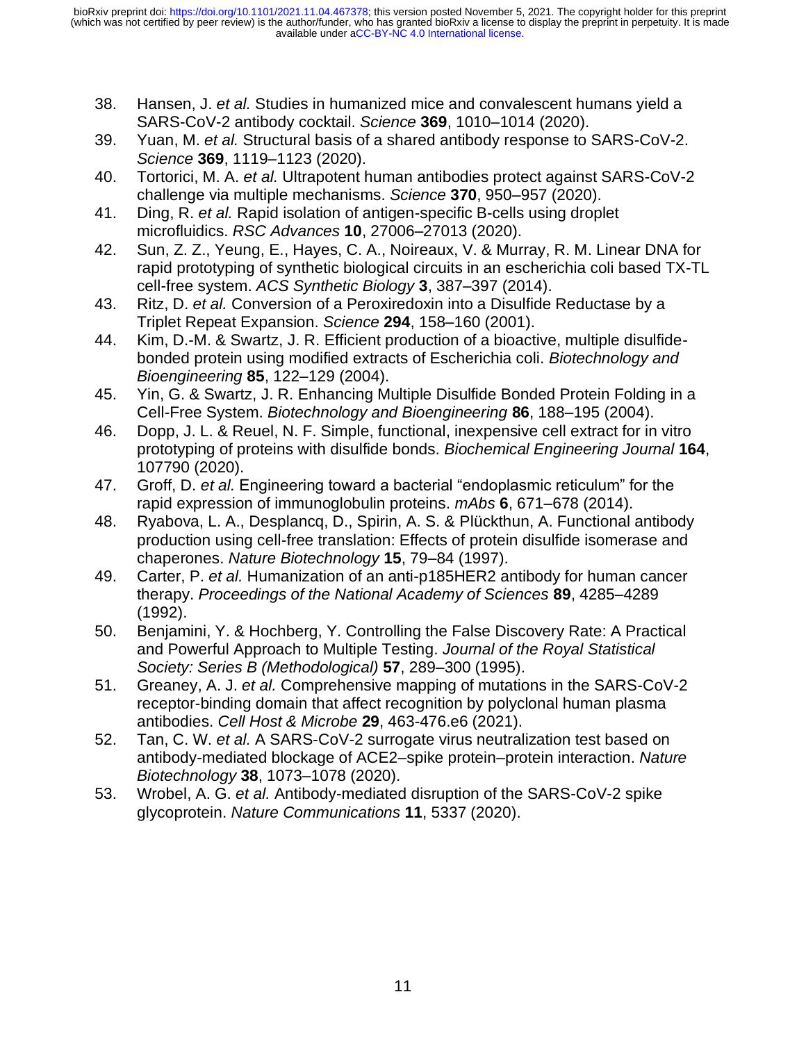38. Hansen, J. *et al.* Studies in humanized mice and convalescent humans yield a SARS-CoV-2 antibody cocktail. *Science* **369**, 1010–1014 (2020).
39. Yuan, M. *et al.* Structural basis of a shared antibody response to SARS-CoV-2. *Science* **369**, 1119–1123 (2020).
40. Tortorici, M. A. *et al.* Ultrapotent human antibodies protect against SARS-CoV-2 challenge via multiple mechanisms. *Science* **370**, 950–957 (2020).
41. Ding, R. *et al.* Rapid isolation of antigen-specific B-cells using droplet microfluidics. *RSC Advances* **10**, 27006–27013 (2020).
42. Sun, Z. Z., Yeung, E., Hayes, C. A., Noireaux, V. & Murray, R. M. Linear DNA for rapid prototyping of synthetic biological circuits in an escherichia coli based TX-TL cell-free system. *ACS Synthetic Biology* **3**, 387–397 (2014).
43. Ritz, D. *et al.* Conversion of a Peroxiredoxin into a Disulfide Reductase by a Triplet Repeat Expansion. *Science* **294**, 158–160 (2001).
44. Kim, D.-M. & Swartz, J. R. Efficient production of a bioactive, multiple disulfide-bonded protein using modified extracts of Escherichia coli. *Biotechnology and Bioengineering* **85**, 122–129 (2004).
45. Yin, G. & Swartz, J. R. Enhancing Multiple Disulfide Bonded Protein Folding in a Cell-Free System. *Biotechnology and Bioengineering* **86**, 188–195 (2004).
46. Dopp, J. L. & Reuel, N. F. Simple, functional, inexpensive cell extract for in vitro prototyping of proteins with disulfide bonds. *Biochemical Engineering Journal* **164**, 107790 (2020).
47. Groff, D. *et al.* Engineering toward a bacterial "endoplasmic reticulum" for the rapid expression of immunoglobulin proteins. *mAbs* **6**, 671–678 (2014).
48. Ryabova, L. A., Desplancq, D., Spirin, A. S. & Plückthun, A. Functional antibody production using cell-free translation: Effects of protein disulfide isomerase and chaperones. *Nature Biotechnology* **15**, 79–84 (1997).
49. Carter, P. *et al.* Humanization of an anti-p185HER2 antibody for human cancer therapy. *Proceedings of the National Academy of Sciences* **89**, 4285–4289 (1992).
50. Benjamini, Y. & Hochberg, Y. Controlling the False Discovery Rate: A Practical and Powerful Approach to Multiple Testing. *Journal of the Royal Statistical Society: Series B (Methodological)* **57**, 289–300 (1995).
51. Greaney, A. J. *et al.* Comprehensive mapping of mutations in the SARS-CoV-2 receptor-binding domain that affect recognition by polyclonal human plasma antibodies. *Cell Host & Microbe* **29**, 463-476.e6 (2021).
52. Tan, C. W. *et al.* A SARS-CoV-2 surrogate virus neutralization test based on antibody-mediated blockage of ACE2–spike protein–protein interaction. *Nature Biotechnology* **38**, 1073–1078 (2020).
53. Wrobel, A. G. *et al.* Antibody-mediated disruption of the SARS-CoV-2 spike glycoprotein. *Nature Communications* **11**, 5337 (2020).